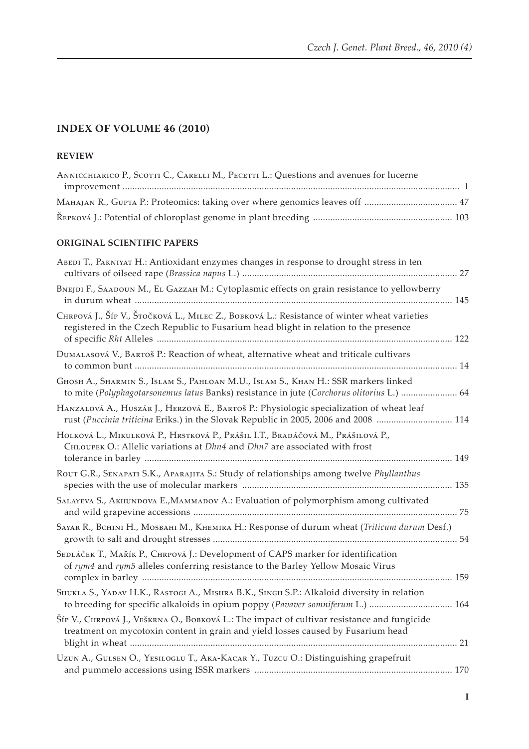## INDEX OF VOLUME 46 (2010)

### REVIEW

Annicchiarico P., Scotti C., Carelli M., Pecetti L.: Questions and avenues for lucerne improvement ........ 1

Mahajan R., Gupta P.: Proteomics: taking over where genomics leaves off ........ 47

Řepková J.: Potential of chloroplast genome in plant breeding ........ 103

### ORIGINAL SCIENTIFIC PAPERS

Abedi T., Pakniyat H.: Antioxidant enzymes changes in response to drought stress in ten cultivars of oilseed rape (*Brassica napus* L.) ........ 27

Bnejdi F., Saadoun M., El Gazzah M.: Cytoplasmic effects on grain resistance to yellowberry in durum wheat ........ 145

Chrpová J., Šíp V., Štočková L., Milec Z., Bobková L.: Resistance of winter wheat varieties registered in the Czech Republic to Fusarium head blight in relation to the presence of specific *Rht* Alleles ........ 122

Dumalasová V., Bartoš P.: Reaction of wheat, alternative wheat and triticale cultivars to common bunt ........ 14

Ghosh A., Sharmin S., Islam S., Pahloan M.U., Islam S., Khan H.: SSR markers linked to mite (*Polyphagotarsonemus latus* Banks) resistance in jute (*Corchorus olitorius* L.) ........ 64

Hanzalová A., Huszár J., Herzová E., Bartoš P.: Physiologic specialization of wheat leaf rust (*Puccinia triticina* Eriks.) in the Slovak Republic in 2005, 2006 and 2008 ........ 114

Holková L., Mikulková P., Hrstková P., Prášil I.T., Bradáčová M., Prášilová P., Chloupek O.: Allelic variations at *Dhn4* and *Dhn7* are associated with frost tolerance in barley ........ 149

Rout G.R., Senapati S.K., Aparajita S.: Study of relationships among twelve *Phyllanthus* species with the use of molecular markers ........ 135

Salayeva S., Akhundova E.,Mammadov A.: Evaluation of polymorphism among cultivated and wild grapevine accessions ........ 75

Sayar R., Bchini H., Mosbahi M., Khemira H.: Response of durum wheat (*Triticum durum* Desf.) growth to salt and drought stresses ........ 54

Sedláček T., Mařík P., Chrpová J.: Development of CAPS marker for identification of *rym4* and *rym5* alleles conferring resistance to the Barley Yellow Mosaic Virus complex in barley ........ 159

Shukla S., Yadav H.K., Rastogi A., Mishra B.K., Singh S.P.: Alkaloid diversity in relation to breeding for specific alkaloids in opium poppy (*Pavaver somniferum* L.) ........ 164

Šíp V., Chrpová J., Veškrna O., Bobková L.: The impact of cultivar resistance and fungicide treatment on mycotoxin content in grain and yield losses caused by Fusarium head blight in wheat ........ 21

Uzun A., Gulsen O., Yesiloglu T., Aka-Kacar Y., Tuzcu O.: Distinguishing grapefruit and pummelo accessions using ISSR markers ........ 170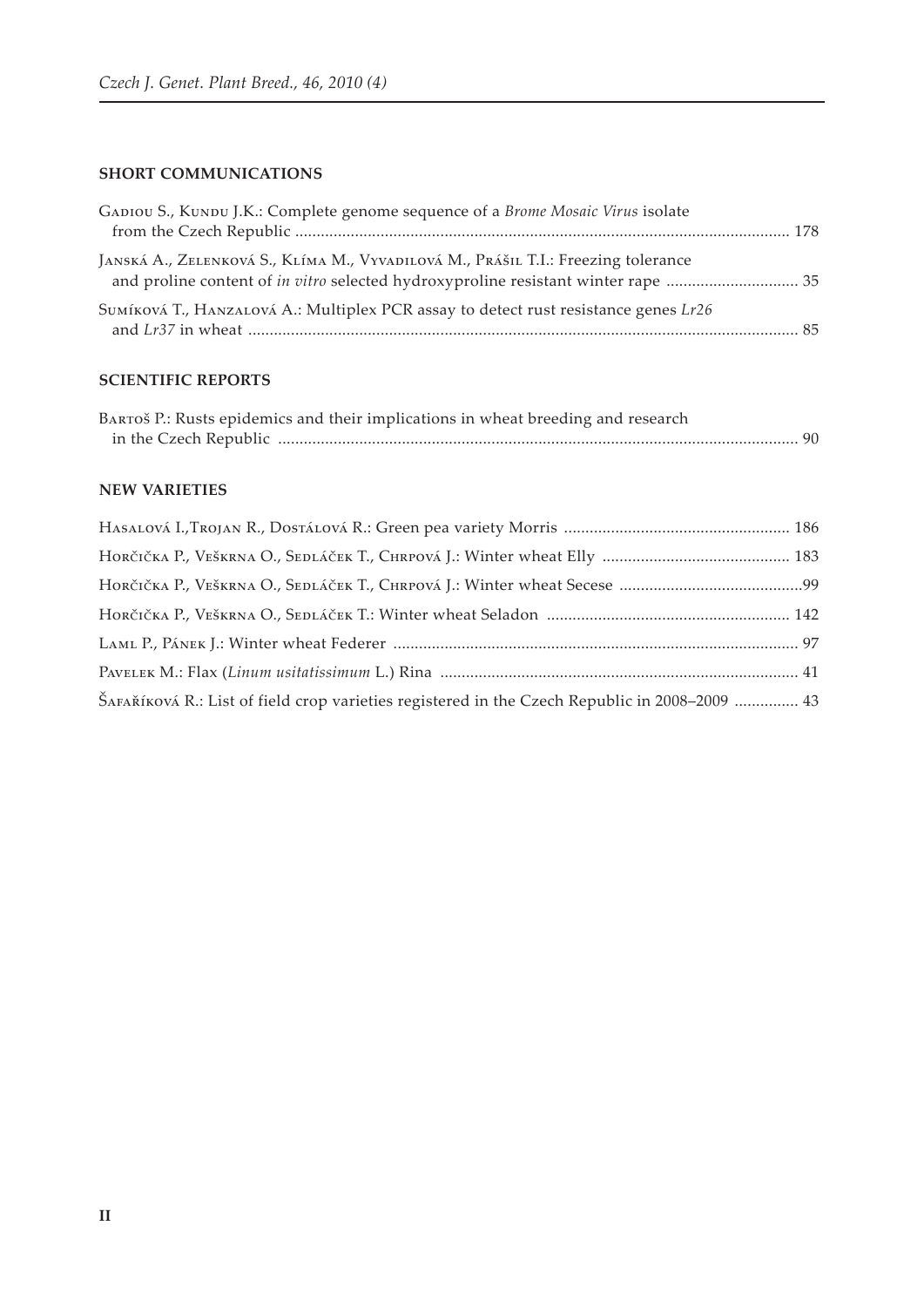## SHORT COMMUNICATIONS

Gadiou S., Kundu J.K.: Complete genome sequence of a *Brome Mosaic Virus* isolate from the Czech Republic ........................................ 178

Janská A., Zelenková S., Klíma M., Vyvadilová M., Prášil T.I.: Freezing tolerance and proline content of *in vitro* selected hydroxyproline resistant winter rape ........................................ 35

Sumíková T., Hanzalová A.: Multiplex PCR assay to detect rust resistance genes *Lr26* and *Lr37* in wheat ........................................ 85

## SCIENTIFIC REPORTS

Bartoš P.: Rusts epidemics and their implications in wheat breeding and research in the Czech Republic ........................................ 90

## NEW VARIETIES

Hasalová I.,Trojan R., Dostálová R.: Green pea variety Morris ........................................ 186

Horčička P., Veškrna O., Sedláček T., Chrpová J.: Winter wheat Elly ........................................ 183

Horčička P., Veškrna O., Sedláček T., Chrpová J.: Winter wheat Secese ........................................99

Horčička P., Veškrna O., Sedláček T.: Winter wheat Seladon ........................................ 142

Laml P., Pánek J.: Winter wheat Federer ........................................ 97

Pavelek M.: Flax (*Linum usitatissimum* L.) Rina ........................................ 41

Šafaříková R.: List of field crop varieties registered in the Czech Republic in 2008–2009 ........................................ 43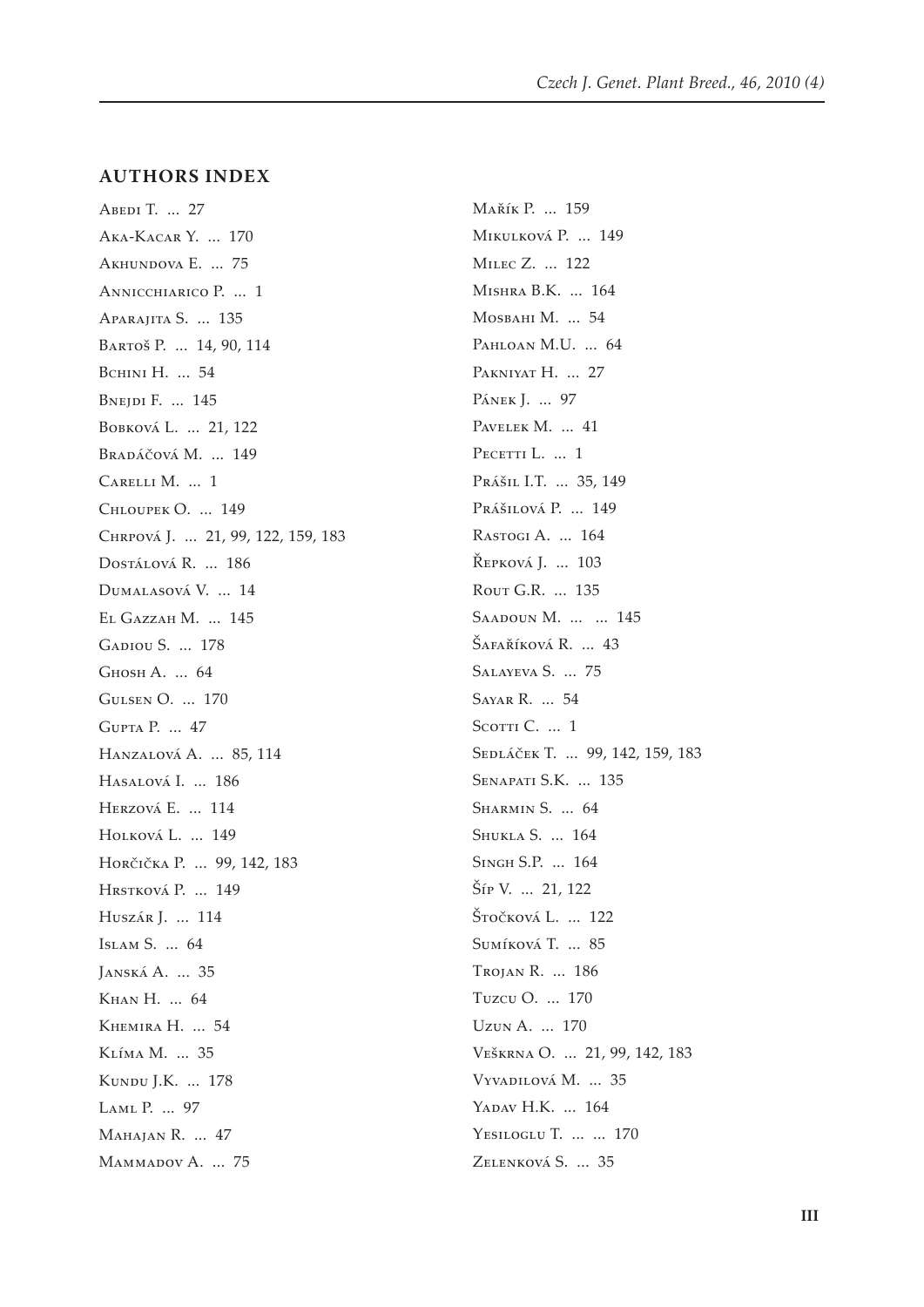## AUTHORS INDEX

Abedi T. ... 27
Aka-Kacar Y. ... 170
Akhundova E. ... 75
Annicchiarico P. ... 1
Aparajita S. ... 135
Bartoš P. ... 14, 90, 114
Bchini H. ... 54
Bnejdi F. ... 145
Bobková L. ... 21, 122
Bradáčová M. ... 149
Carelli M. ... 1
Chloupek O. ... 149
Chrpová J. ... 21, 99, 122, 159, 183
Dostálová R. ... 186
Dumalasová V. ... 14
El Gazzah M. ... 145
Gadiou S. ... 178
Ghosh A. ... 64
Gulsen O. ... 170
Gupta P. ... 47
Hanzalová A. ... 85, 114
Hasalová I. ... 186
Herzová E. ... 114
Holková L. ... 149
Horčička P. ... 99, 142, 183
Hrstková P. ... 149
Huszár J. ... 114
Islam S. ... 64
Janská A. ... 35
Khan H. ... 64
Khemira H. ... 54
Klíma M. ... 35
Kundu J.K. ... 178
Laml P. ... 97
Mahajan R. ... 47
Mammadov A. ... 75
Mařík P. ... 159
Mikulková P. ... 149
Milec Z. ... 122
Mishra B.K. ... 164
Mosbahi M. ... 54
Pahloan M.U. ... 64
Pakniyat H. ... 27
Pánek J. ... 97
Pavelek M. ... 41
Pecetti L. ... 1
Prášil I.T. ... 35, 149
Prášilová P. ... 149
Rastogi A. ... 164
Řepková J. ... 103
Rout G.R. ... 135
Saadoun M. ... ... 145
Šafaříková R. ... 43
Salayeva S. ... 75
Sayar R. ... 54
Scotti C. ... 1
Sedláček T. ... 99, 142, 159, 183
Senapati S.K. ... 135
Sharmin S. ... 64
Shukla S. ... 164
Singh S.P. ... 164
Šíp V. ... 21, 122
Štočková L. ... 122
Sumíková T. ... 85
Trojan R. ... 186
Tuzcu O. ... 170
Uzun A. ... 170
Veškrna O. ... 21, 99, 142, 183
Vyvadilová M. ... 35
Yadav H.K. ... 164
Yesiloglu T. ... ... 170
Zelenková S. ... 35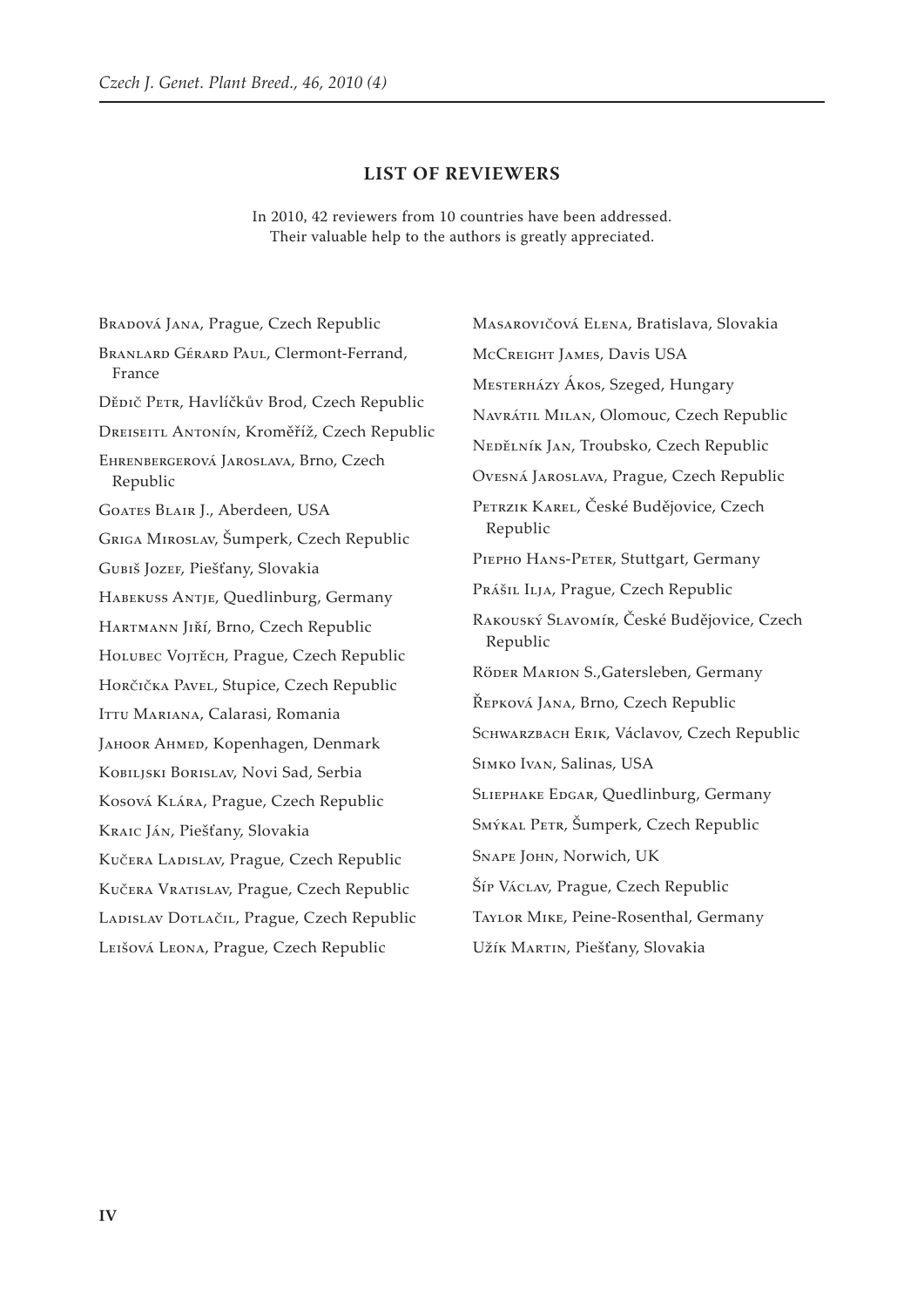# LIST OF REVIEWERS

In 2010, 42 reviewers from 10 countries have been addressed.
Their valuable help to the authors is greatly appreciated.

Bradová Jana, Prague, Czech Republic

Branlard Gérard Paul, Clermont-Ferrand, France

Dědič Petr, Havlíčkův Brod, Czech Republic

Dreiseitl Antonín, Kroměříž, Czech Republic

Ehrenbergerová Jaroslava, Brno, Czech Republic

Goates Blair J., Aberdeen, USA

Griga Miroslav, Šumperk, Czech Republic

Gubiš Jozef, Piešťany, Slovakia

Habekuss Antje, Quedlinburg, Germany

Hartmann Jiří, Brno, Czech Republic

Holubec Vojtěch, Prague, Czech Republic

Horčička Pavel, Stupice, Czech Republic

Ittu Mariana, Calarasi, Romania

Jahoor Ahmed, Kopenhagen, Denmark

Kobiljski Borislav, Novi Sad, Serbia

Kosová Klára, Prague, Czech Republic

Kraic Ján, Piešťany, Slovakia

Kučera Ladislav, Prague, Czech Republic

Kučera Vratislav, Prague, Czech Republic

Ladislav Dotlačil, Prague, Czech Republic

Leišová Leona, Prague, Czech Republic

Masarovičová Elena, Bratislava, Slovakia

McCreight James, Davis USA

Mesterházy Ákos, Szeged, Hungary

Navrátil Milan, Olomouc, Czech Republic

Nedělník Jan, Troubsko, Czech Republic

Ovesná Jaroslava, Prague, Czech Republic

Petrzik Karel, České Budějovice, Czech Republic

Piepho Hans-Peter, Stuttgart, Germany

Prášil Ilja, Prague, Czech Republic

Rakouský Slavomír, České Budějovice, Czech Republic

Röder Marion S.,Gatersleben, Germany

Řepková Jana, Brno, Czech Republic

Schwarzbach Erik, Václavov, Czech Republic

Simko Ivan, Salinas, USA

Sliephake Edgar, Quedlinburg, Germany

Smýkal Petr, Šumperk, Czech Republic

Snape John, Norwich, UK

Šíp Václav, Prague, Czech Republic

Taylor Mike, Peine-Rosenthal, Germany

Užík Martin, Piešťany, Slovakia